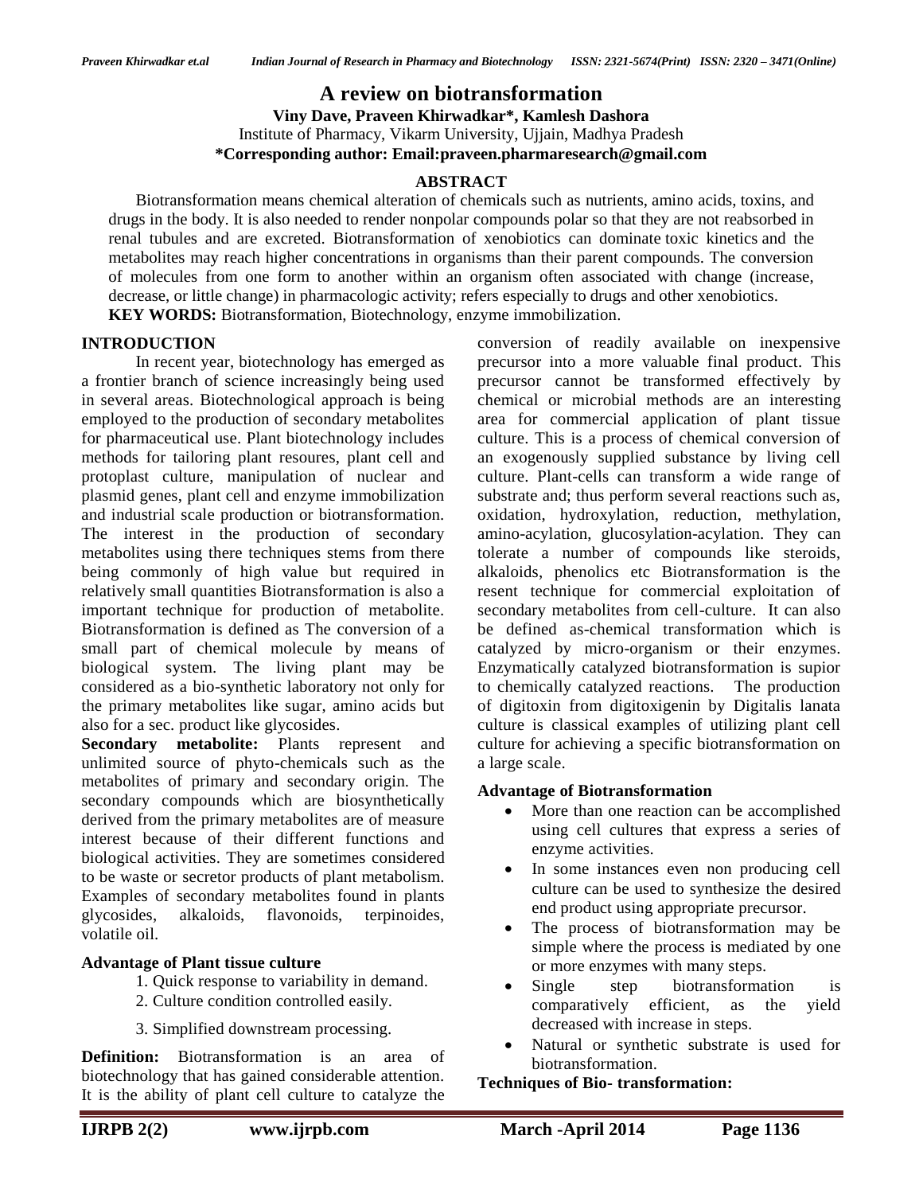# A review on biotransformation

**Viny Dave, Praveen Khirwadkar*, Kamlesh Dashora**

Institute of Pharmacy, Vikarm University, Ujjain, Madhya Pradesh

**\*Corresponding author: Email:praveen.pharmaresearch@gmail.com**

## ABSTRACT

Biotransformation means chemical alteration of chemicals such as nutrients, amino acids, toxins, and drugs in the body. It is also needed to render nonpolar compounds polar so that they are not reabsorbed in renal tubules and are excreted. Biotransformation of xenobiotics can dominate toxic kinetics and the metabolites may reach higher concentrations in organisms than their parent compounds. The conversion of molecules from one form to another within an organism often associated with change (increase, decrease, or little change) in pharmacologic activity; refers especially to drugs and other xenobiotics.

**KEY WORDS:** Biotransformation, Biotechnology, enzyme immobilization.

## INTRODUCTION

In recent year, biotechnology has emerged as a frontier branch of science increasingly being used in several areas. Biotechnological approach is being employed to the production of secondary metabolites for pharmaceutical use. Plant biotechnology includes methods for tailoring plant resoures, plant cell and protoplast culture, manipulation of nuclear and plasmid genes, plant cell and enzyme immobilization and industrial scale production or biotransformation. The interest in the production of secondary metabolites using there techniques stems from there being commonly of high value but required in relatively small quantities Biotransformation is also a important technique for production of metabolite. Biotransformation is defined as The conversion of a small part of chemical molecule by means of biological system. The living plant may be considered as a bio-synthetic laboratory not only for the primary metabolites like sugar, amino acids but also for a sec. product like glycosides.

**Secondary metabolite:** Plants represent and unlimited source of phyto-chemicals such as the metabolites of primary and secondary origin. The secondary compounds which are biosynthetically derived from the primary metabolites are of measure interest because of their different functions and biological activities. They are sometimes considered to be waste or secretor products of plant metabolism. Examples of secondary metabolites found in plants glycosides, alkaloids, flavonoids, terpinoides, volatile oil.

**Advantage of Plant tissue culture**

1. Quick response to variability in demand.
2. Culture condition controlled easily.
3. Simplified downstream processing.

**Definition:** Biotransformation is an area of biotechnology that has gained considerable attention. It is the ability of plant cell culture to catalyze the conversion of readily available on inexpensive precursor into a more valuable final product. This precursor cannot be transformed effectively by chemical or microbial methods are an interesting area for commercial application of plant tissue culture. This is a process of chemical conversion of an exogenously supplied substance by living cell culture. Plant-cells can transform a wide range of substrate and; thus perform several reactions such as, oxidation, hydroxylation, reduction, methylation, amino-acylation, glucosylation-acylation. They can tolerate a number of compounds like steroids, alkaloids, phenolics etc Biotransformation is the resent technique for commercial exploitation of secondary metabolites from cell-culture. It can also be defined as-chemical transformation which is catalyzed by micro-organism or their enzymes. Enzymatically catalyzed biotransformation is supior to chemically catalyzed reactions. The production of digitoxin from digitoxigenin by Digitalis lanata culture is classical examples of utilizing plant cell culture for achieving a specific biotransformation on a large scale.

**Advantage of Biotransformation**

- More than one reaction can be accomplished using cell cultures that express a series of enzyme activities.
- In some instances even non producing cell culture can be used to synthesize the desired end product using appropriate precursor.
- The process of biotransformation may be simple where the process is mediated by one or more enzymes with many steps.
- Single step biotransformation is comparatively efficient, as the yield decreased with increase in steps.
- Natural or synthetic substrate is used for biotransformation.

**Techniques of Bio- transformation:**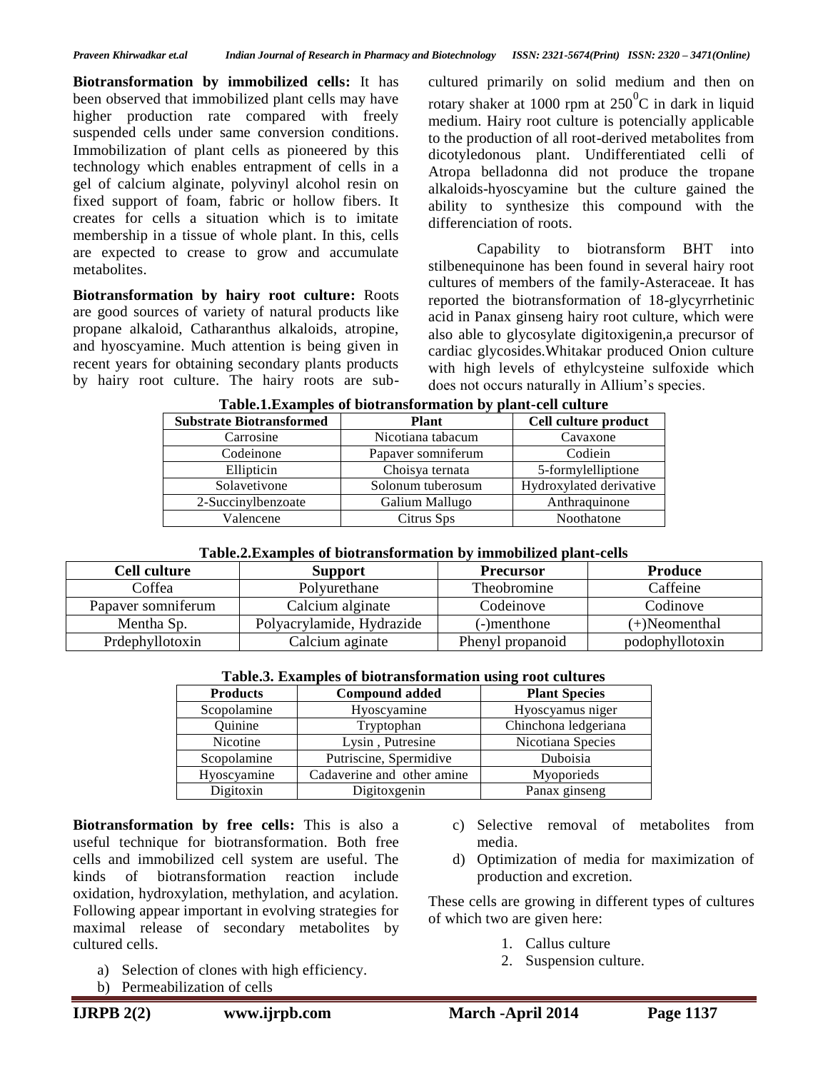**Biotransformation by immobilized cells:** It has been observed that immobilized plant cells may have higher production rate compared with freely suspended cells under same conversion conditions. Immobilization of plant cells as pioneered by this technology which enables entrapment of cells in a gel of calcium alginate, polyvinyl alcohol resin on fixed support of foam, fabric or hollow fibers. It creates for cells a situation which is to imitate membership in a tissue of whole plant. In this, cells are expected to crease to grow and accumulate metabolites.

**Biotransformation by hairy root culture:** Roots are good sources of variety of natural products like propane alkaloid, Catharanthus alkaloids, atropine, and hyoscyamine. Much attention is being given in recent years for obtaining secondary plants products by hairy root culture. The hairy roots are sub-cultured primarily on solid medium and then on rotary shaker at 1000 rpm at $250^{0}$C in dark in liquid medium. Hairy root culture is potencially applicable to the production of all root-derived metabolites from dicotyledonous plant. Undifferentiated celli of Atropa belladonna did not produce the tropane alkaloids-hyoscyamine but the culture gained the ability to synthesize this compound with the differenciation of roots.

Capability to biotransform BHT into stilbenequinone has been found in several hairy root cultures of members of the family-Asteraceae. It has reported the biotransformation of 18-glycyrrhetinic acid in Panax ginseng hairy root culture, which were also able to glycosylate digitoxigenin,a precursor of cardiac glycosides.Whitakar produced Onion culture with high levels of ethylcysteine sulfoxide which does not occurs naturally in Allium's species.

**Table.1.Examples of biotransformation by plant-cell culture**

| Substrate Biotransformed | Plant | Cell culture product |
|---|---|---|
| Carrosine | Nicotiana tabacum | Cavaxone |
| Codeinone | Papaver somniferum | Codiein |
| Ellipticin | Choisya ternata | 5-formylelliptione |
| Solavetivone | Solonum tuberosum | Hydroxylated derivative |
| 2-Succinylbenzoate | Galium Mallugo | Anthraquinone |
| Valencene | Citrus Sps | Noothatone |

**Table.2.Examples of biotransformation by immobilized plant-cells**

| Cell culture | Support | Precursor | Produce |
|---|---|---|---|
| Coffea | Polyurethane | Theobromine | Caffeine |
| Papaver somniferum | Calcium alginate | Codeinove | Codinove |
| Mentha Sp. | Polyacrylamide, Hydrazide | (-)menthone | (+)Neomenthal |
| Prdephyllotoxin | Calcium aginate | Phenyl propanoid | podophyllotoxin |

**Table.3. Examples of biotransformation using root cultures**

| Products | Compound added | Plant Species |
|---|---|---|
| Scopolamine | Hyoscyamine | Hyoscyamus niger |
| Quinine | Tryptophan | Chinchona ledgeriana |
| Nicotine | Lysin , Putresine | Nicotiana Species |
| Scopolamine | Putriscine, Spermidive | Duboisia |
| Hyoscyamine | Cadaverine and other amine | Myoporieds |
| Digitoxin | Digitoxgenin | Panax ginseng |

**Biotransformation by free cells:** This is also a useful technique for biotransformation. Both free cells and immobilized cell system are useful. The kinds of biotransformation reaction include oxidation, hydroxylation, methylation, and acylation. Following appear important in evolving strategies for maximal release of secondary metabolites by cultured cells.

a) Selection of clones with high efficiency.
b) Permeabilization of cells
c) Selective removal of metabolites from media.
d) Optimization of media for maximization of production and excretion.

These cells are growing in different types of cultures of which two are given here:

1. Callus culture
2. Suspension culture.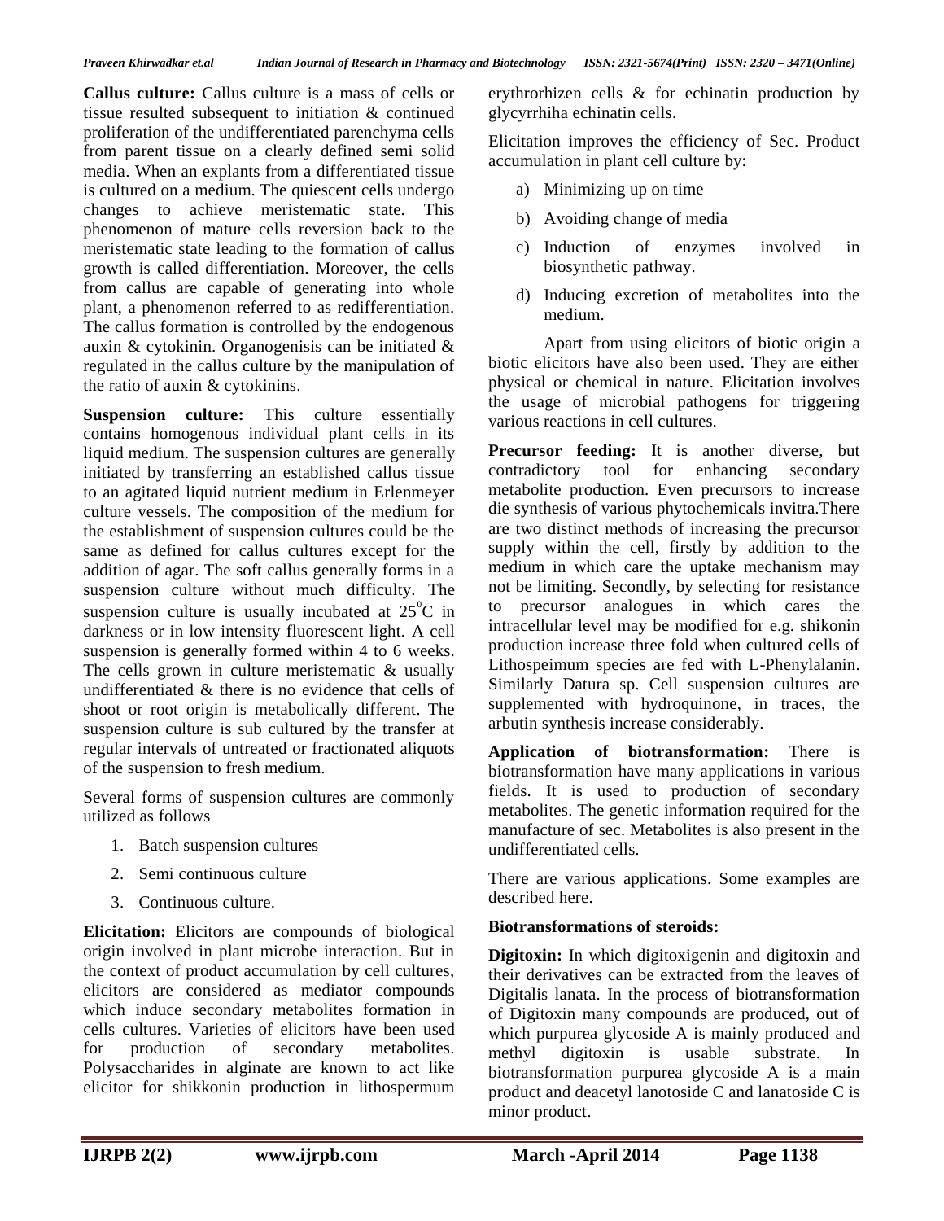**Callus culture:** Callus culture is a mass of cells or tissue resulted subsequent to initiation & continued proliferation of the undifferentiated parenchyma cells from parent tissue on a clearly defined semi solid media. When an explants from a differentiated tissue is cultured on a medium. The quiescent cells undergo changes to achieve meristematic state. This phenomenon of mature cells reversion back to the meristematic state leading to the formation of callus growth is called differentiation. Moreover, the cells from callus are capable of generating into whole plant, a phenomenon referred to as redifferentiation. The callus formation is controlled by the endogenous auxin & cytokinin. Organogenisis can be initiated & regulated in the callus culture by the manipulation of the ratio of auxin & cytokinins.

**Suspension culture:** This culture essentially contains homogenous individual plant cells in its liquid medium. The suspension cultures are generally initiated by transferring an established callus tissue to an agitated liquid nutrient medium in Erlenmeyer culture vessels. The composition of the medium for the establishment of suspension cultures could be the same as defined for callus cultures except for the addition of agar. The soft callus generally forms in a suspension culture without much difficulty. The suspension culture is usually incubated at $25^0$C in darkness or in low intensity fluorescent light. A cell suspension is generally formed within 4 to 6 weeks. The cells grown in culture meristematic & usually undifferentiated & there is no evidence that cells of shoot or root origin is metabolically different. The suspension culture is sub cultured by the transfer at regular intervals of untreated or fractionated aliquots of the suspension to fresh medium.

Several forms of suspension cultures are commonly utilized as follows

1. Batch suspension cultures
2. Semi continuous culture
3. Continuous culture.

**Elicitation:** Elicitors are compounds of biological origin involved in plant microbe interaction. But in the context of product accumulation by cell cultures, elicitors are considered as mediator compounds which induce secondary metabolites formation in cells cultures. Varieties of elicitors have been used for production of secondary metabolites. Polysaccharides in alginate are known to act like elicitor for shikkonin production in lithospermum erythrorhizen cells & for echinatin production by glycyrrhiha echinatin cells.

Elicitation improves the efficiency of Sec. Product accumulation in plant cell culture by:

a) Minimizing up on time
b) Avoiding change of media
c) Induction of enzymes involved in biosynthetic pathway.
d) Inducing excretion of metabolites into the medium.

Apart from using elicitors of biotic origin a biotic elicitors have also been used. They are either physical or chemical in nature. Elicitation involves the usage of microbial pathogens for triggering various reactions in cell cultures.

**Precursor feeding:** It is another diverse, but contradictory tool for enhancing secondary metabolite production. Even precursors to increase die synthesis of various phytochemicals invitra.There are two distinct methods of increasing the precursor supply within the cell, firstly by addition to the medium in which care the uptake mechanism may not be limiting. Secondly, by selecting for resistance to precursor analogues in which cares the intracellular level may be modified for e.g. shikonin production increase three fold when cultured cells of Lithospeimum species are fed with L-Phenylalanin. Similarly Datura sp. Cell suspension cultures are supplemented with hydroquinone, in traces, the arbutin synthesis increase considerably.

**Application of biotransformation:** There is biotransformation have many applications in various fields. It is used to production of secondary metabolites. The genetic information required for the manufacture of sec. Metabolites is also present in the undifferentiated cells.

There are various applications. Some examples are described here.

**Biotransformations of steroids:**

**Digitoxin:** In which digitoxigenin and digitoxin and their derivatives can be extracted from the leaves of Digitalis lanata. In the process of biotransformation of Digitoxin many compounds are produced, out of which purpurea glycoside A is mainly produced and methyl digitoxin is usable substrate. In biotransformation purpurea glycoside A is a main product and deacetyl lanotoside C and lanatoside C is minor product.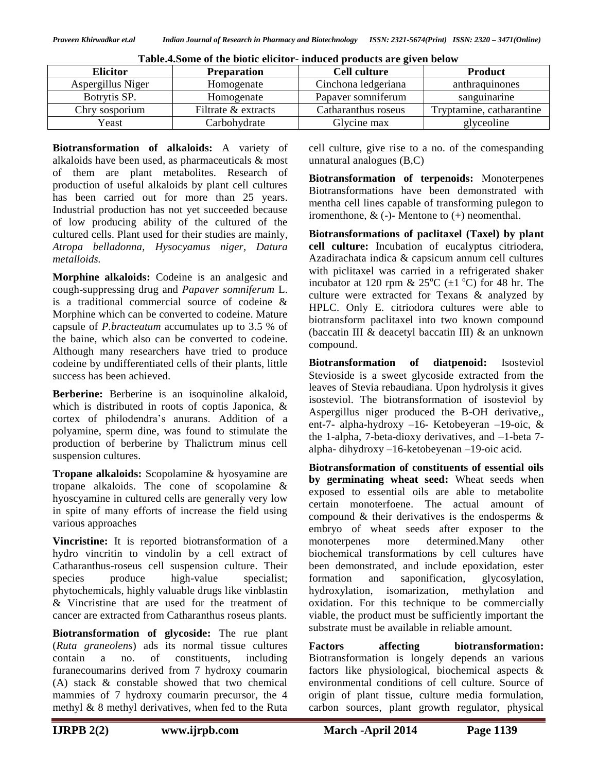**Table.4.Some of the biotic elicitor- induced products are given below**

| Elicitor | Preparation | Cell culture | Product |
|---|---|---|---|
| Aspergillus Niger | Homogenate | Cinchona ledgeriana | anthraquinones |
| Botrytis SP. | Homogenate | Papaver somniferum | sanguinarine |
| Chry sosporium | Filtrate & extracts | Catharanthus roseus | Tryptamine, catharantine |
| Yeast | Carbohydrate | Glycine max | glyceoline |

**Biotransformation of alkaloids:** A variety of alkaloids have been used, as pharmaceuticals & most of them are plant metabolites. Research of production of useful alkaloids by plant cell cultures has been carried out for more than 25 years. Industrial production has not yet succeeded because of low producing ability of the cultured of the cultured cells. Plant used for their studies are mainly, *Atropa belladonna, Hysocyamus niger, Datura metalloids.*

**Morphine alkaloids:** Codeine is an analgesic and cough-suppressing drug and *Papaver somniferum* L. is a traditional commercial source of codeine & Morphine which can be converted to codeine. Mature capsule of *P.bracteatum* accumulates up to 3.5 % of the baine, which also can be converted to codeine. Although many researchers have tried to produce codeine by undifferentiated cells of their plants, little success has been achieved.

**Berberine:** Berberine is an isoquinoline alkaloid, which is distributed in roots of coptis Japonica, & cortex of philodendra's anurans. Addition of a polyamine, sperm dine, was found to stimulate the production of berberine by Thalictrum minus cell suspension cultures.

**Tropane alkaloids:** Scopolamine & hyosyamine are tropane alkaloids. The cone of scopolamine & hyoscyamine in cultured cells are generally very low in spite of many efforts of increase the field using various approaches

**Vincristine:** It is reported biotransformation of a hydro vincritin to vindolin by a cell extract of Catharanthus-roseus cell suspension culture. Their species produce high-value specialist; phytochemicals, highly valuable drugs like vinblastin & Vincristine that are used for the treatment of cancer are extracted from Catharanthus roseus plants.

**Biotransformation of glycoside:** The rue plant (*Ruta graneolens*) ads its normal tissue cultures contain a no. of constituents, including furanecoumarins derived from 7 hydroxy coumarin (A) stack & constable showed that two chemical mammies of 7 hydroxy coumarin precursor, the 4 methyl & 8 methyl derivatives, when fed to the Ruta cell culture, give rise to a no. of the comespanding unnatural analogues (B,C)

**Biotransformation of terpenoids:** Monoterpenes Biotransformations have been demonstrated with mentha cell lines capable of transforming pulegon to iromenthone, & (-)- Mentone to (+) neomenthal.

**Biotransformations of paclitaxel (Taxel) by plant cell culture:** Incubation of eucalyptus citriodera, Azadirachata indica & capsicum annum cell cultures with piclitaxel was carried in a refrigerated shaker incubator at 120 rpm & 25$^{o}$C ($\pm$1 $^{o}$C) for 48 hr. The culture were extracted for Texans & analyzed by HPLC. Only E. citriodora cultures were able to biotransform paclitaxel into two known compound (baccatin III & deacetyl baccatin III) & an unknown compound.

**Biotransformation of diatpenoid:** Isosteviol Stevioside is a sweet glycoside extracted from the leaves of Stevia rebaudiana. Upon hydrolysis it gives isosteviol. The biotransformation of isosteviol by Aspergillus niger produced the B-OH derivative,, ent-7- alpha-hydroxy –16- Ketobeyeran –19-oic, & the 1-alpha, 7-beta-dioxy derivatives, and –1-beta 7-alpha- dihydroxy –16-ketobeyenan –19-oic acid.

**Biotransformation of constituents of essential oils by germinating wheat seed:** Wheat seeds when exposed to essential oils are able to metabolite certain monoterfoene. The actual amount of compound & their derivatives is the endosperms & embryo of wheat seeds after exposer to the monoterpenes more determined.Many other biochemical transformations by cell cultures have been demonstrated, and include epoxidation, ester formation and saponification, glycosylation, hydroxylation, isomarization, methylation and oxidation. For this technique to be commercially viable, the product must be sufficiently important the substrate must be available in reliable amount.

**Factors affecting biotransformation:** Biotransformation is longely depends an various factors like physiological, biochemical aspects & environmental conditions of cell culture. Source of origin of plant tissue, culture media formulation, carbon sources, plant growth regulator, physical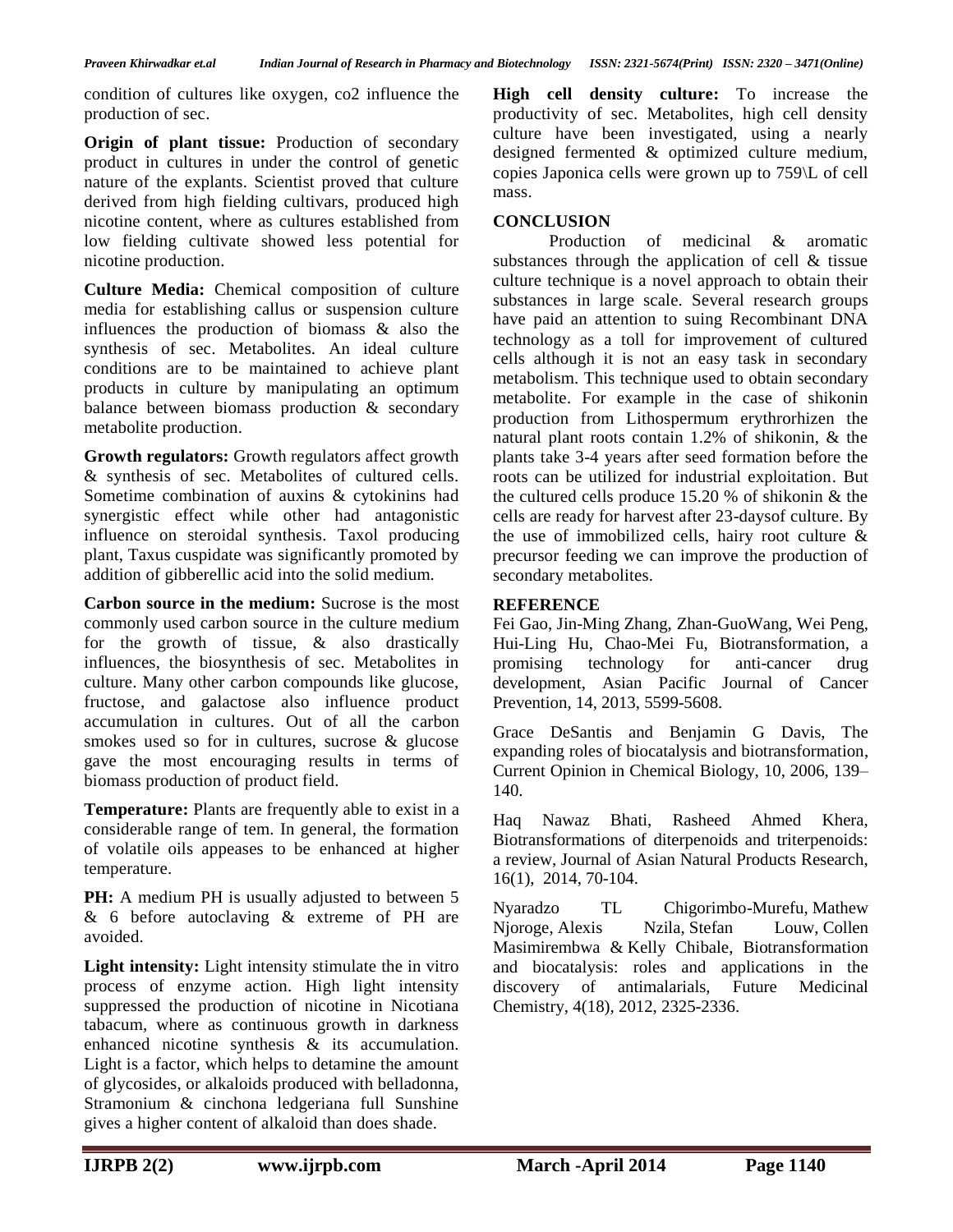condition of cultures like oxygen, co2 influence the production of sec.

**Origin of plant tissue:** Production of secondary product in cultures in under the control of genetic nature of the explants. Scientist proved that culture derived from high fielding cultivars, produced high nicotine content, where as cultures established from low fielding cultivate showed less potential for nicotine production.

**Culture Media:** Chemical composition of culture media for establishing callus or suspension culture influences the production of biomass & also the synthesis of sec. Metabolites. An ideal culture conditions are to be maintained to achieve plant products in culture by manipulating an optimum balance between biomass production & secondary metabolite production.

**Growth regulators:** Growth regulators affect growth & synthesis of sec. Metabolites of cultured cells. Sometime combination of auxins & cytokinins had synergistic effect while other had antagonistic influence on steroidal synthesis. Taxol producing plant, Taxus cuspidate was significantly promoted by addition of gibberellic acid into the solid medium.

**Carbon source in the medium:** Sucrose is the most commonly used carbon source in the culture medium for the growth of tissue, & also drastically influences, the biosynthesis of sec. Metabolites in culture. Many other carbon compounds like glucose, fructose, and galactose also influence product accumulation in cultures. Out of all the carbon smokes used so for in cultures, sucrose & glucose gave the most encouraging results in terms of biomass production of product field.

**Temperature:** Plants are frequently able to exist in a considerable range of tem. In general, the formation of volatile oils appeases to be enhanced at higher temperature.

**PH:** A medium PH is usually adjusted to between 5 & 6 before autoclaving & extreme of PH are avoided.

**Light intensity:** Light intensity stimulate the in vitro process of enzyme action. High light intensity suppressed the production of nicotine in Nicotiana tabacum, where as continuous growth in darkness enhanced nicotine synthesis & its accumulation. Light is a factor, which helps to detamine the amount of glycosides, or alkaloids produced with belladonna, Stramonium & cinchona ledgeriana full Sunshine gives a higher content of alkaloid than does shade.

**High cell density culture:** To increase the productivity of sec. Metabolites, high cell density culture have been investigated, using a nearly designed fermented & optimized culture medium, copies Japonica cells were grown up to 759\L of cell mass.

## CONCLUSION

Production of medicinal & aromatic substances through the application of cell & tissue culture technique is a novel approach to obtain their substances in large scale. Several research groups have paid an attention to suing Recombinant DNA technology as a toll for improvement of cultured cells although it is not an easy task in secondary metabolism. This technique used to obtain secondary metabolite. For example in the case of shikonin production from Lithospermum erythrorhizen the natural plant roots contain 1.2% of shikonin, & the plants take 3-4 years after seed formation before the roots can be utilized for industrial exploitation. But the cultured cells produce 15.20 % of shikonin & the cells are ready for harvest after 23-daysof culture. By the use of immobilized cells, hairy root culture & precursor feeding we can improve the production of secondary metabolites.

## REFERENCE

Fei Gao, Jin-Ming Zhang, Zhan-GuoWang, Wei Peng, Hui-Ling Hu, Chao-Mei Fu, Biotransformation, a promising technology for anti-cancer drug development, Asian Pacific Journal of Cancer Prevention, 14, 2013, 5599-5608.

Grace DeSantis and Benjamin G Davis, The expanding roles of biocatalysis and biotransformation, Current Opinion in Chemical Biology, 10, 2006, 139–140.

Haq Nawaz Bhati, Rasheed Ahmed Khera, Biotransformations of diterpenoids and triterpenoids: a review, Journal of Asian Natural Products Research, 16(1), 2014, 70-104.

Nyaradzo TL Chigorimbo-Murefu, Mathew Njoroge, Alexis Nzila, Stefan Louw, Collen Masimirembwa & Kelly Chibale, Biotransformation and biocatalysis: roles and applications in the discovery of antimalarials, Future Medicinal Chemistry, 4(18), 2012, 2325-2336.